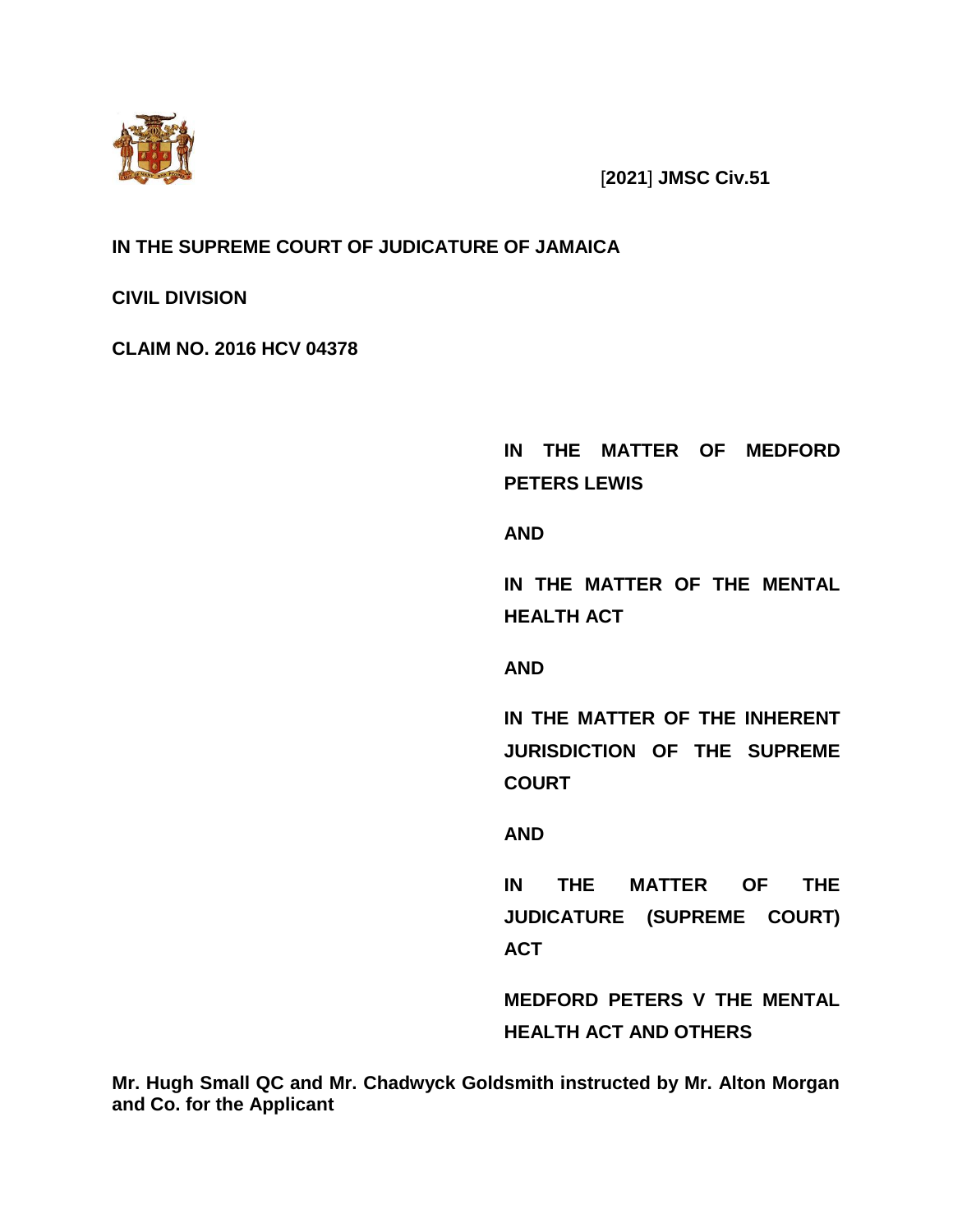[2021] JMSC Civ.51

**IN THE SUPREME COURT OF JUDICATURE OF JAMAICA**

**CIVIL DIVISION**

**CLAIM NO. 2016 HCV 04378**

**IN THE MATTER OF MEDFORD PETERS LEWIS**

**AND**

**IN THE MATTER OF THE MENTAL HEALTH ACT**

**AND**

**IN THE MATTER OF THE INHERENT JURISDICTION OF THE SUPREME COURT**

**AND**

**IN THE MATTER OF THE JUDICATURE (SUPREME COURT) ACT**

**MEDFORD PETERS V THE MENTAL HEALTH ACT AND OTHERS**

**Mr. Hugh Small QC and Mr. Chadwyck Goldsmith instructed by Mr. Alton Morgan and Co. for the Applicant**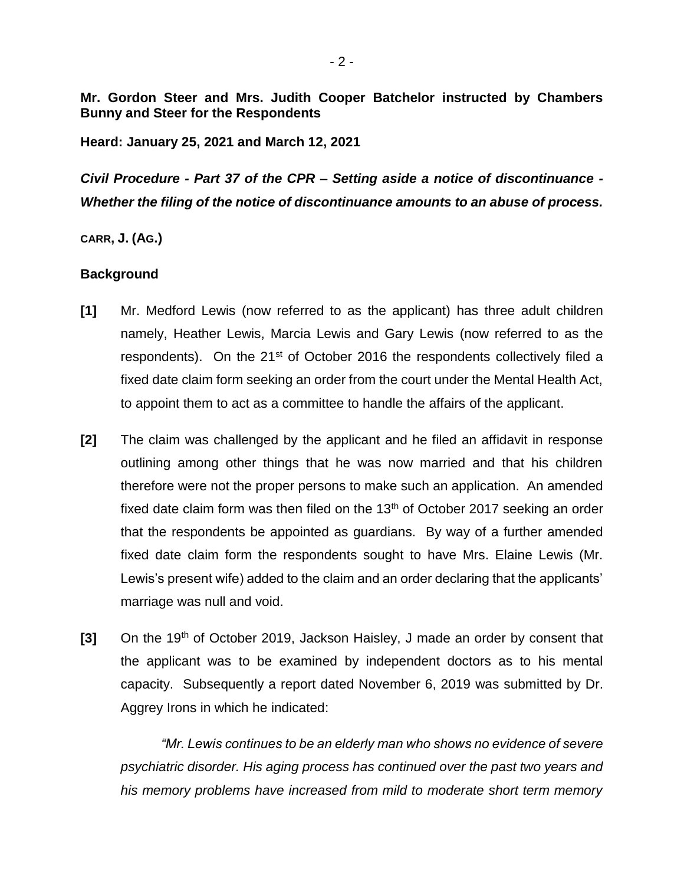**Mr. Gordon Steer and Mrs. Judith Cooper Batchelor instructed by Chambers Bunny and Steer for the Respondents**

**Heard: January 25, 2021 and March 12, 2021**

***Civil Procedure - Part 37 of the CPR – Setting aside a notice of discontinuance - Whether the filing of the notice of discontinuance amounts to an abuse of process.***

**CARR, J. (AG.)**

## Background

**[1]** Mr. Medford Lewis (now referred to as the applicant) has three adult children namely, Heather Lewis, Marcia Lewis and Gary Lewis (now referred to as the respondents). On the 21st of October 2016 the respondents collectively filed a fixed date claim form seeking an order from the court under the Mental Health Act, to appoint them to act as a committee to handle the affairs of the applicant.

**[2]** The claim was challenged by the applicant and he filed an affidavit in response outlining among other things that he was now married and that his children therefore were not the proper persons to make such an application. An amended fixed date claim form was then filed on the 13th of October 2017 seeking an order that the respondents be appointed as guardians. By way of a further amended fixed date claim form the respondents sought to have Mrs. Elaine Lewis (Mr. Lewis's present wife) added to the claim and an order declaring that the applicants' marriage was null and void.

**[3]** On the 19th of October 2019, Jackson Haisley, J made an order by consent that the applicant was to be examined by independent doctors as to his mental capacity. Subsequently a report dated November 6, 2019 was submitted by Dr. Aggrey Irons in which he indicated:

> *"Mr. Lewis continues to be an elderly man who shows no evidence of severe psychiatric disorder. His aging process has continued over the past two years and his memory problems have increased from mild to moderate short term memory*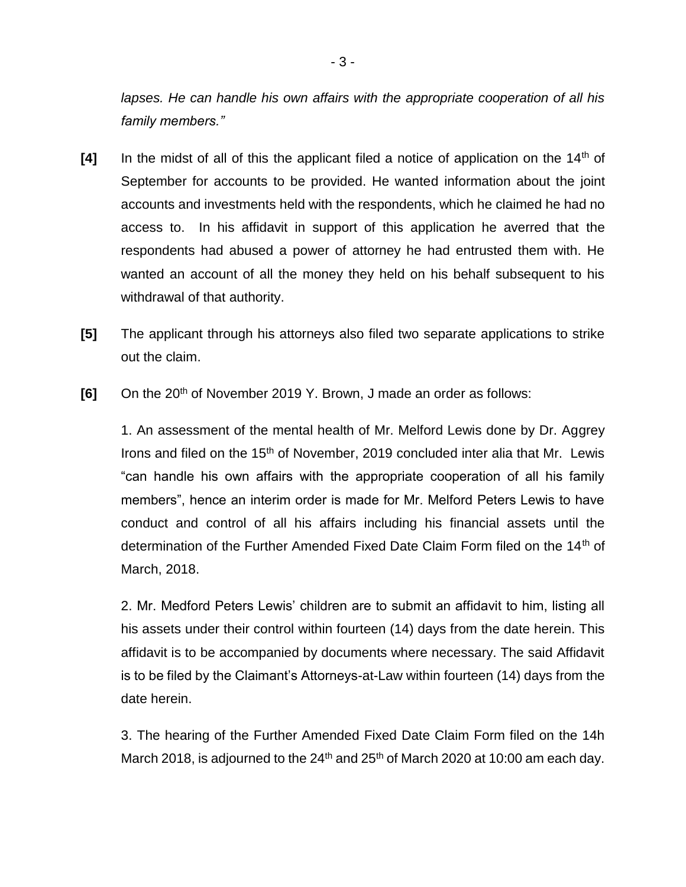*lapses. He can handle his own affairs with the appropriate cooperation of all his family members."*

**[4]** In the midst of all of this the applicant filed a notice of application on the 14th of September for accounts to be provided. He wanted information about the joint accounts and investments held with the respondents, which he claimed he had no access to. In his affidavit in support of this application he averred that the respondents had abused a power of attorney he had entrusted them with. He wanted an account of all the money they held on his behalf subsequent to his withdrawal of that authority.

**[5]** The applicant through his attorneys also filed two separate applications to strike out the claim.

**[6]** On the 20th of November 2019 Y. Brown, J made an order as follows:

1. An assessment of the mental health of Mr. Melford Lewis done by Dr. Aggrey Irons and filed on the 15th of November, 2019 concluded inter alia that Mr. Lewis "can handle his own affairs with the appropriate cooperation of all his family members", hence an interim order is made for Mr. Melford Peters Lewis to have conduct and control of all his affairs including his financial assets until the determination of the Further Amended Fixed Date Claim Form filed on the 14th of March, 2018.

2. Mr. Medford Peters Lewis' children are to submit an affidavit to him, listing all his assets under their control within fourteen (14) days from the date herein. This affidavit is to be accompanied by documents where necessary. The said Affidavit is to be filed by the Claimant's Attorneys-at-Law within fourteen (14) days from the date herein.

3. The hearing of the Further Amended Fixed Date Claim Form filed on the 14h March 2018, is adjourned to the 24th and 25th of March 2020 at 10:00 am each day.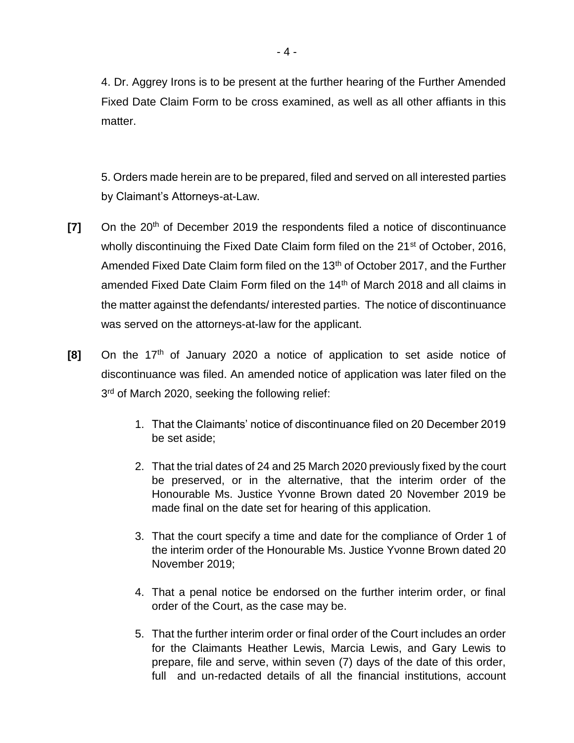4. Dr. Aggrey Irons is to be present at the further hearing of the Further Amended Fixed Date Claim Form to be cross examined, as well as all other affiants in this matter.

5. Orders made herein are to be prepared, filed and served on all interested parties by Claimant's Attorneys-at-Law.

**[7]** On the 20th of December 2019 the respondents filed a notice of discontinuance wholly discontinuing the Fixed Date Claim form filed on the 21st of October, 2016, Amended Fixed Date Claim form filed on the 13th of October 2017, and the Further amended Fixed Date Claim Form filed on the 14th of March 2018 and all claims in the matter against the defendants/ interested parties. The notice of discontinuance was served on the attorneys-at-law for the applicant.

**[8]** On the 17th of January 2020 a notice of application to set aside notice of discontinuance was filed. An amended notice of application was later filed on the 3rd of March 2020, seeking the following relief:

1. That the Claimants' notice of discontinuance filed on 20 December 2019 be set aside;

2. That the trial dates of 24 and 25 March 2020 previously fixed by the court be preserved, or in the alternative, that the interim order of the Honourable Ms. Justice Yvonne Brown dated 20 November 2019 be made final on the date set for hearing of this application.

3. That the court specify a time and date for the compliance of Order 1 of the interim order of the Honourable Ms. Justice Yvonne Brown dated 20 November 2019;

4. That a penal notice be endorsed on the further interim order, or final order of the Court, as the case may be.

5. That the further interim order or final order of the Court includes an order for the Claimants Heather Lewis, Marcia Lewis, and Gary Lewis to prepare, file and serve, within seven (7) days of the date of this order, full and un-redacted details of all the financial institutions, account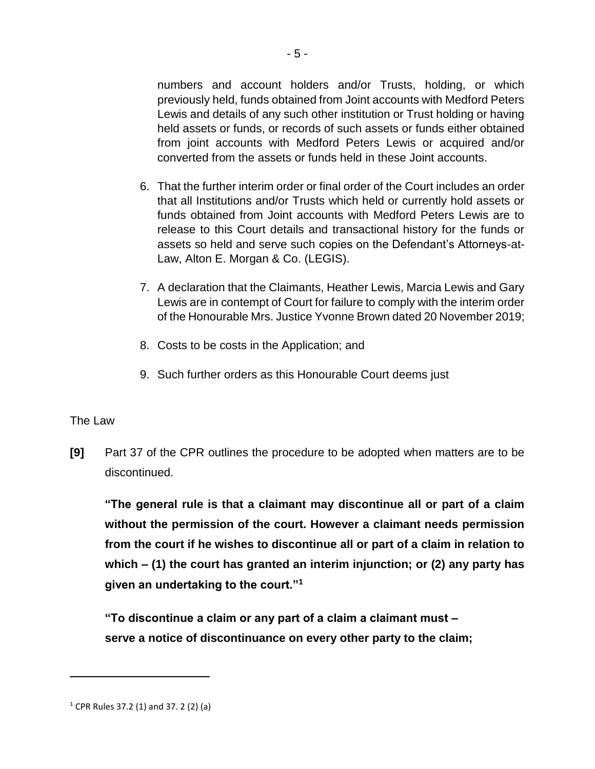numbers and account holders and/or Trusts, holding, or which previously held, funds obtained from Joint accounts with Medford Peters Lewis and details of any such other institution or Trust holding or having held assets or funds, or records of such assets or funds either obtained from joint accounts with Medford Peters Lewis or acquired and/or converted from the assets or funds held in these Joint accounts.

6. That the further interim order or final order of the Court includes an order that all Institutions and/or Trusts which held or currently hold assets or funds obtained from Joint accounts with Medford Peters Lewis are to release to this Court details and transactional history for the funds or assets so held and serve such copies on the Defendant's Attorneys-at-Law, Alton E. Morgan & Co. (LEGIS).

7. A declaration that the Claimants, Heather Lewis, Marcia Lewis and Gary Lewis are in contempt of Court for failure to comply with the interim order of the Honourable Mrs. Justice Yvonne Brown dated 20 November 2019;

8. Costs to be costs in the Application; and

9. Such further orders as this Honourable Court deems just

The Law

**[9]** Part 37 of the CPR outlines the procedure to be adopted when matters are to be discontinued.

**"The general rule is that a claimant may discontinue all or part of a claim without the permission of the court. However a claimant needs permission from the court if he wishes to discontinue all or part of a claim in relation to which – (1) the court has granted an interim injunction; or (2) any party has given an undertaking to the court."[1]**

**"To discontinue a claim or any part of a claim a claimant must – serve a notice of discontinuance on every other party to the claim;**

[1] CPR Rules 37.2 (1) and 37. 2 (2) (a)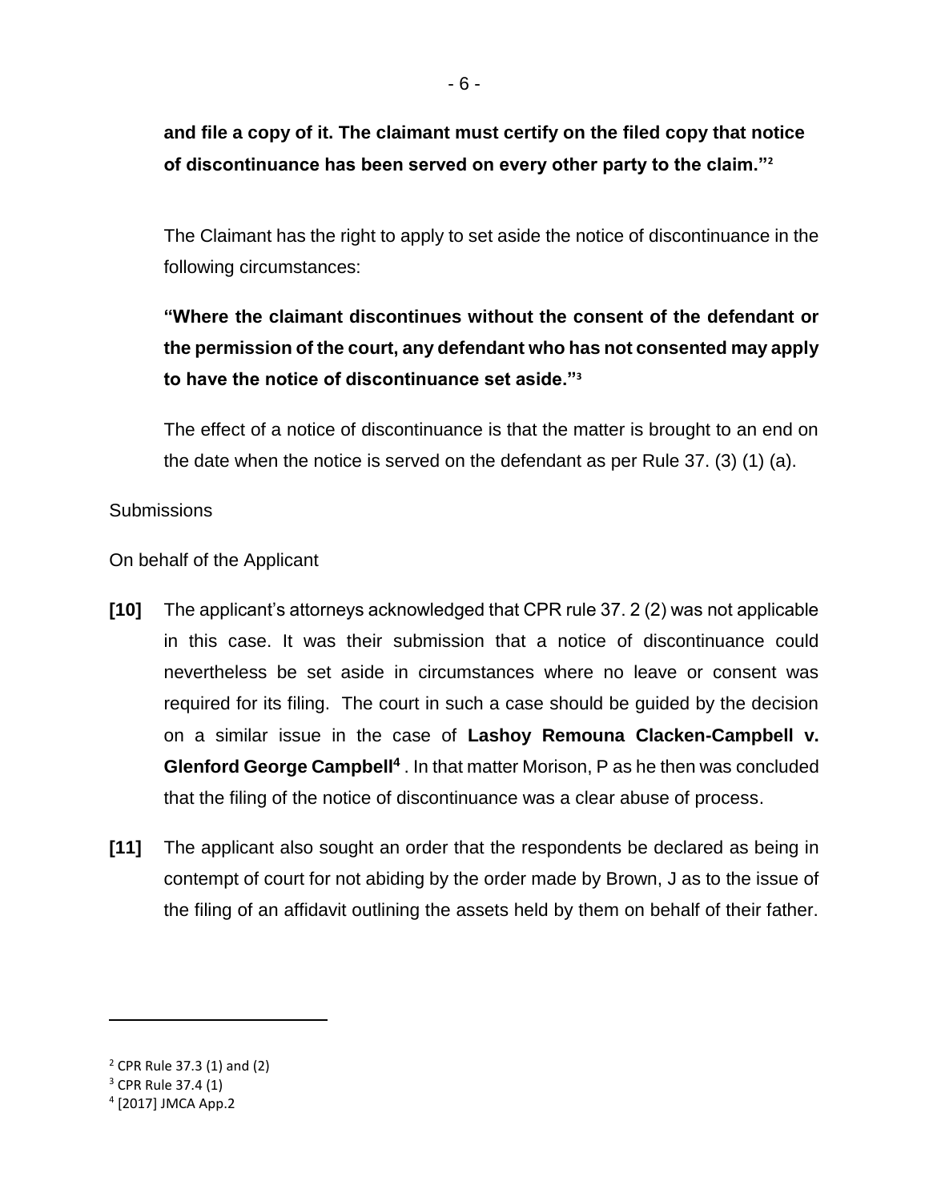**and file a copy of it. The claimant must certify on the filed copy that notice of discontinuance has been served on every other party to the claim."[2]**

The Claimant has the right to apply to set aside the notice of discontinuance in the following circumstances:

**"Where the claimant discontinues without the consent of the defendant or the permission of the court, any defendant who has not consented may apply to have the notice of discontinuance set aside."[3]**

The effect of a notice of discontinuance is that the matter is brought to an end on the date when the notice is served on the defendant as per Rule 37. (3) (1) (a).

Submissions

On behalf of the Applicant

**[10]** The applicant's attorneys acknowledged that CPR rule 37. 2 (2) was not applicable in this case. It was their submission that a notice of discontinuance could nevertheless be set aside in circumstances where no leave or consent was required for its filing. The court in such a case should be guided by the decision on a similar issue in the case of **Lashoy Remouna Clacken-Campbell v. Glenford George Campbell[4]** . In that matter Morison, P as he then was concluded that the filing of the notice of discontinuance was a clear abuse of process.

**[11]** The applicant also sought an order that the respondents be declared as being in contempt of court for not abiding by the order made by Brown, J as to the issue of the filing of an affidavit outlining the assets held by them on behalf of their father.

---

[2] CPR Rule 37.3 (1) and (2)
[3] CPR Rule 37.4 (1)
[4] [2017] JMCA App.2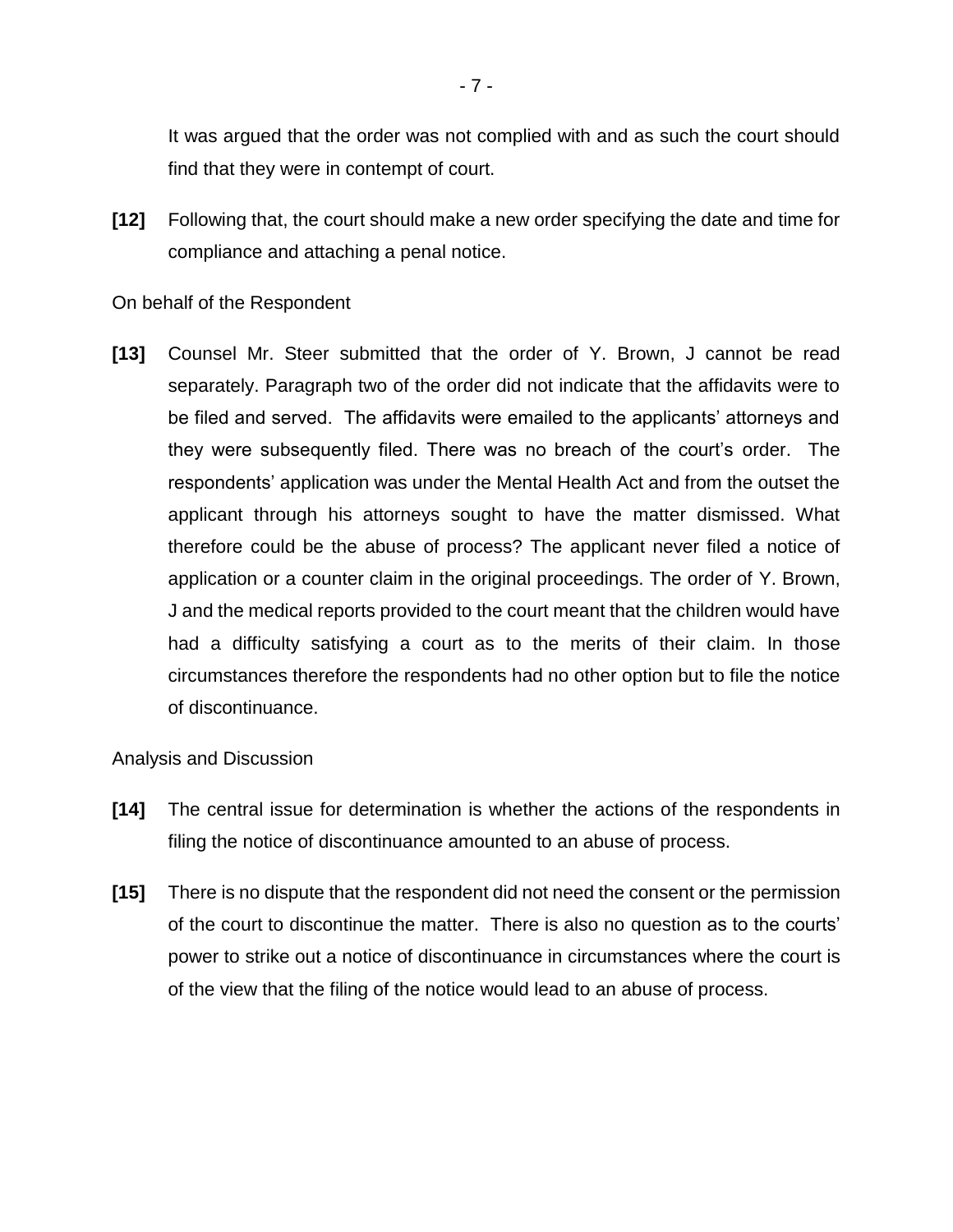It was argued that the order was not complied with and as such the court should find that they were in contempt of court.

**[12]** Following that, the court should make a new order specifying the date and time for compliance and attaching a penal notice.

On behalf of the Respondent

**[13]** Counsel Mr. Steer submitted that the order of Y. Brown, J cannot be read separately. Paragraph two of the order did not indicate that the affidavits were to be filed and served. The affidavits were emailed to the applicants' attorneys and they were subsequently filed. There was no breach of the court's order. The respondents' application was under the Mental Health Act and from the outset the applicant through his attorneys sought to have the matter dismissed. What therefore could be the abuse of process? The applicant never filed a notice of application or a counter claim in the original proceedings. The order of Y. Brown, J and the medical reports provided to the court meant that the children would have had a difficulty satisfying a court as to the merits of their claim. In those circumstances therefore the respondents had no other option but to file the notice of discontinuance.

Analysis and Discussion

**[14]** The central issue for determination is whether the actions of the respondents in filing the notice of discontinuance amounted to an abuse of process.

**[15]** There is no dispute that the respondent did not need the consent or the permission of the court to discontinue the matter. There is also no question as to the courts' power to strike out a notice of discontinuance in circumstances where the court is of the view that the filing of the notice would lead to an abuse of process.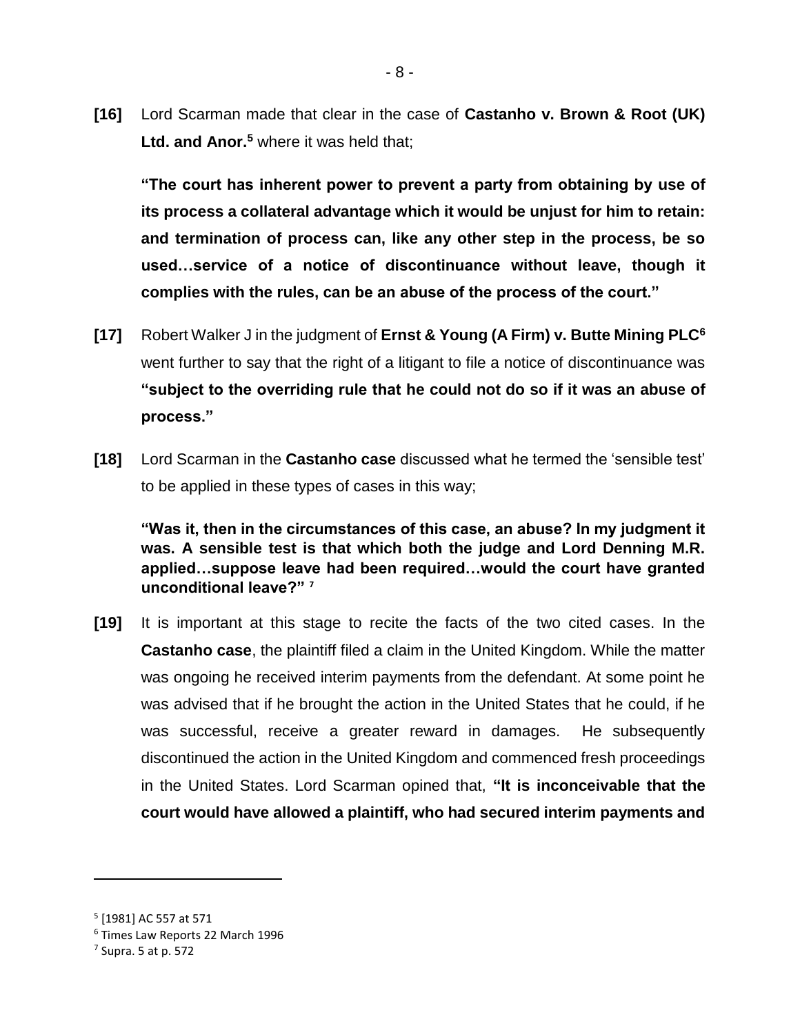**[16]** Lord Scarman made that clear in the case of **Castanho v. Brown & Root (UK) Ltd. and Anor.**[5] where it was held that;

> **"The court has inherent power to prevent a party from obtaining by use of its process a collateral advantage which it would be unjust for him to retain: and termination of process can, like any other step in the process, be so used…service of a notice of discontinuance without leave, though it complies with the rules, can be an abuse of the process of the court."**

**[17]** Robert Walker J in the judgment of **Ernst & Young (A Firm) v. Butte Mining PLC**[6] went further to say that the right of a litigant to file a notice of discontinuance was **"subject to the overriding rule that he could not do so if it was an abuse of process."**

**[18]** Lord Scarman in the **Castanho case** discussed what he termed the 'sensible test' to be applied in these types of cases in this way;

> **"Was it, then in the circumstances of this case, an abuse? In my judgment it was. A sensible test is that which both the judge and Lord Denning M.R. applied…suppose leave had been required…would the court have granted unconditional leave?"** [7]

**[19]** It is important at this stage to recite the facts of the two cited cases. In the **Castanho case**, the plaintiff filed a claim in the United Kingdom. While the matter was ongoing he received interim payments from the defendant. At some point he was advised that if he brought the action in the United States that he could, if he was successful, receive a greater reward in damages. He subsequently discontinued the action in the United Kingdom and commenced fresh proceedings in the United States. Lord Scarman opined that, **"It is inconceivable that the court would have allowed a plaintiff, who had secured interim payments and**

---

[5] [1981] AC 557 at 571

[6] Times Law Reports 22 March 1996

[7] Supra. 5 at p. 572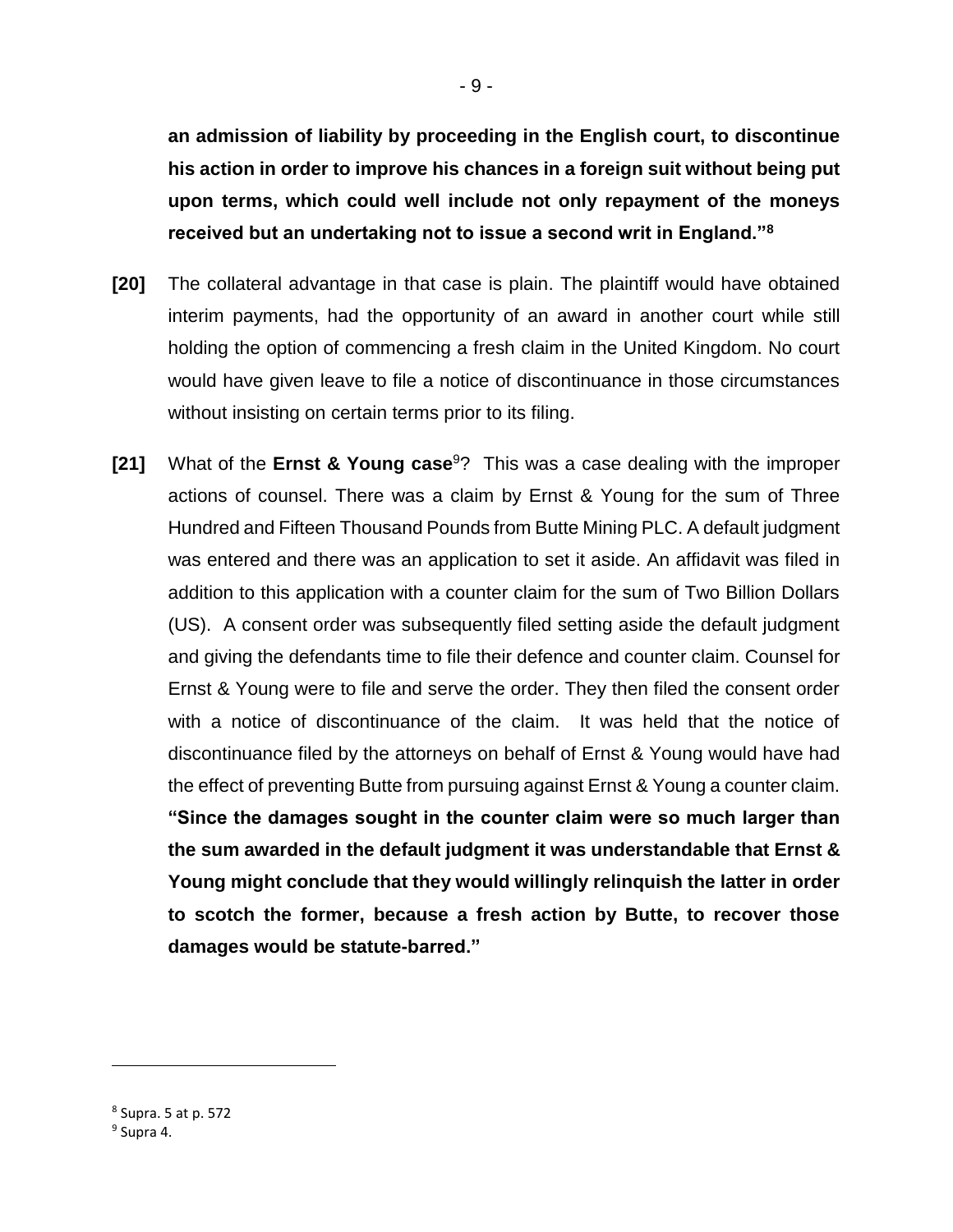**an admission of liability by proceeding in the English court, to discontinue his action in order to improve his chances in a foreign suit without being put upon terms, which could well include not only repayment of the moneys received but an undertaking not to issue a second writ in England."[8]**

**[20]** The collateral advantage in that case is plain. The plaintiff would have obtained interim payments, had the opportunity of an award in another court while still holding the option of commencing a fresh claim in the United Kingdom. No court would have given leave to file a notice of discontinuance in those circumstances without insisting on certain terms prior to its filing.

**[21]** What of the **Ernst & Young case**[9]? This was a case dealing with the improper actions of counsel. There was a claim by Ernst & Young for the sum of Three Hundred and Fifteen Thousand Pounds from Butte Mining PLC. A default judgment was entered and there was an application to set it aside. An affidavit was filed in addition to this application with a counter claim for the sum of Two Billion Dollars (US). A consent order was subsequently filed setting aside the default judgment and giving the defendants time to file their defence and counter claim. Counsel for Ernst & Young were to file and serve the order. They then filed the consent order with a notice of discontinuance of the claim. It was held that the notice of discontinuance filed by the attorneys on behalf of Ernst & Young would have had the effect of preventing Butte from pursuing against Ernst & Young a counter claim. **"Since the damages sought in the counter claim were so much larger than the sum awarded in the default judgment it was understandable that Ernst & Young might conclude that they would willingly relinquish the latter in order to scotch the former, because a fresh action by Butte, to recover those damages would be statute-barred."**

---

[8] Supra. 5 at p. 572

[9] Supra 4.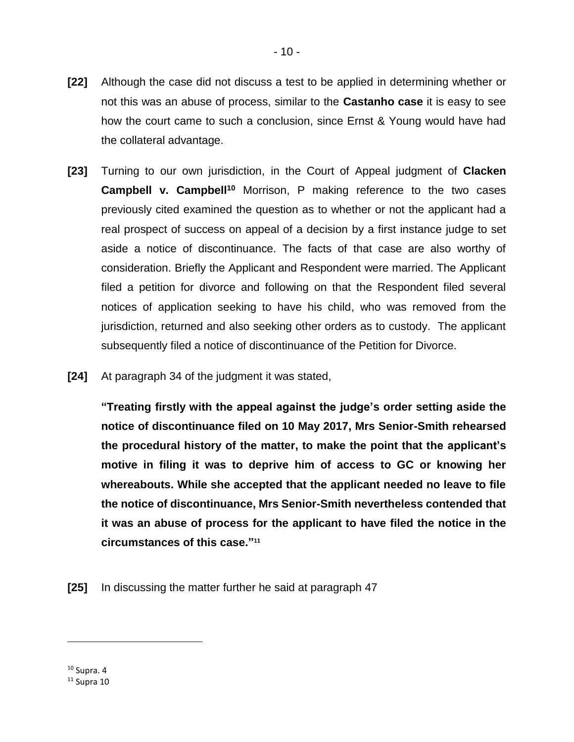**[22]** Although the case did not discuss a test to be applied in determining whether or not this was an abuse of process, similar to the **Castanho case** it is easy to see how the court came to such a conclusion, since Ernst & Young would have had the collateral advantage.

**[23]** Turning to our own jurisdiction, in the Court of Appeal judgment of **Clacken Campbell v. Campbell**[10] Morrison, P making reference to the two cases previously cited examined the question as to whether or not the applicant had a real prospect of success on appeal of a decision by a first instance judge to set aside a notice of discontinuance. The facts of that case are also worthy of consideration. Briefly the Applicant and Respondent were married. The Applicant filed a petition for divorce and following on that the Respondent filed several notices of application seeking to have his child, who was removed from the jurisdiction, returned and also seeking other orders as to custody. The applicant subsequently filed a notice of discontinuance of the Petition for Divorce.

**[24]** At paragraph 34 of the judgment it was stated,

> **"Treating firstly with the appeal against the judge's order setting aside the notice of discontinuance filed on 10 May 2017, Mrs Senior-Smith rehearsed the procedural history of the matter, to make the point that the applicant's motive in filing it was to deprive him of access to GC or knowing her whereabouts. While she accepted that the applicant needed no leave to file the notice of discontinuance, Mrs Senior-Smith nevertheless contended that it was an abuse of process for the applicant to have filed the notice in the circumstances of this case."**[11]

**[25]** In discussing the matter further he said at paragraph 47

---

[10] Supra. 4

[11] Supra 10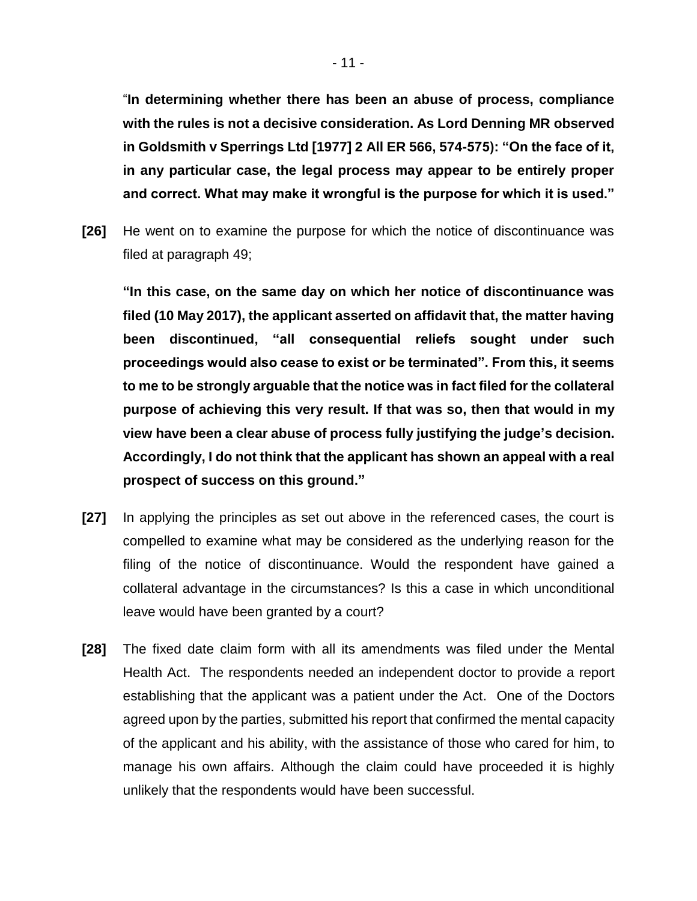"**In determining whether there has been an abuse of process, compliance with the rules is not a decisive consideration. As Lord Denning MR observed in Goldsmith v Sperrings Ltd [1977] 2 All ER 566, 574-575): "On the face of it, in any particular case, the legal process may appear to be entirely proper and correct. What may make it wrongful is the purpose for which it is used."**

**[26]** He went on to examine the purpose for which the notice of discontinuance was filed at paragraph 49;

> **"In this case, on the same day on which her notice of discontinuance was filed (10 May 2017), the applicant asserted on affidavit that, the matter having been discontinued, "all consequential reliefs sought under such proceedings would also cease to exist or be terminated". From this, it seems to me to be strongly arguable that the notice was in fact filed for the collateral purpose of achieving this very result. If that was so, then that would in my view have been a clear abuse of process fully justifying the judge's decision. Accordingly, I do not think that the applicant has shown an appeal with a real prospect of success on this ground."**

**[27]** In applying the principles as set out above in the referenced cases, the court is compelled to examine what may be considered as the underlying reason for the filing of the notice of discontinuance. Would the respondent have gained a collateral advantage in the circumstances? Is this a case in which unconditional leave would have been granted by a court?

**[28]** The fixed date claim form with all its amendments was filed under the Mental Health Act. The respondents needed an independent doctor to provide a report establishing that the applicant was a patient under the Act. One of the Doctors agreed upon by the parties, submitted his report that confirmed the mental capacity of the applicant and his ability, with the assistance of those who cared for him, to manage his own affairs. Although the claim could have proceeded it is highly unlikely that the respondents would have been successful.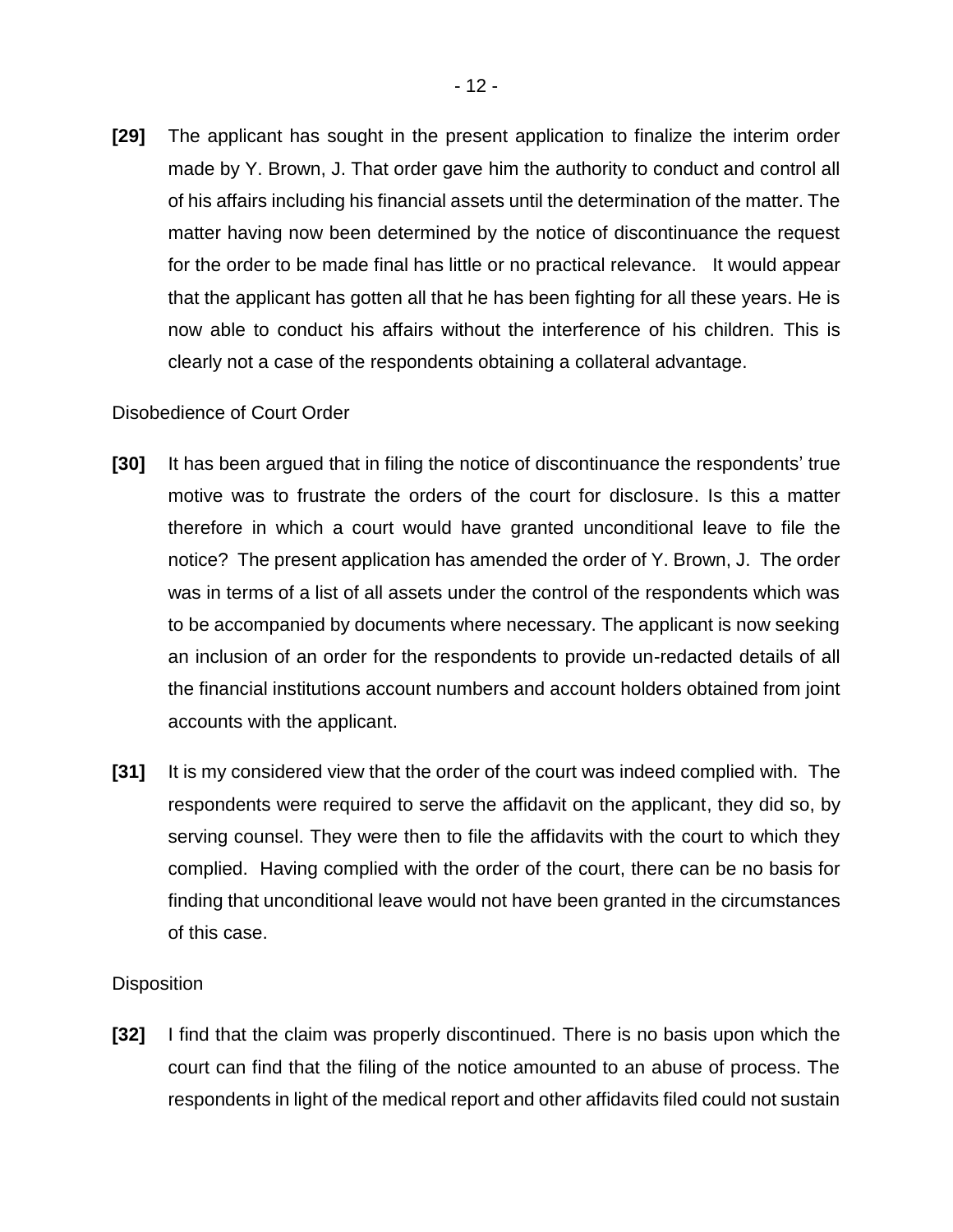**[29]** The applicant has sought in the present application to finalize the interim order made by Y. Brown, J. That order gave him the authority to conduct and control all of his affairs including his financial assets until the determination of the matter. The matter having now been determined by the notice of discontinuance the request for the order to be made final has little or no practical relevance. It would appear that the applicant has gotten all that he has been fighting for all these years. He is now able to conduct his affairs without the interference of his children. This is clearly not a case of the respondents obtaining a collateral advantage.

Disobedience of Court Order

**[30]** It has been argued that in filing the notice of discontinuance the respondents' true motive was to frustrate the orders of the court for disclosure. Is this a matter therefore in which a court would have granted unconditional leave to file the notice? The present application has amended the order of Y. Brown, J. The order was in terms of a list of all assets under the control of the respondents which was to be accompanied by documents where necessary. The applicant is now seeking an inclusion of an order for the respondents to provide un-redacted details of all the financial institutions account numbers and account holders obtained from joint accounts with the applicant.

**[31]** It is my considered view that the order of the court was indeed complied with. The respondents were required to serve the affidavit on the applicant, they did so, by serving counsel. They were then to file the affidavits with the court to which they complied. Having complied with the order of the court, there can be no basis for finding that unconditional leave would not have been granted in the circumstances of this case.

Disposition

**[32]** I find that the claim was properly discontinued. There is no basis upon which the court can find that the filing of the notice amounted to an abuse of process. The respondents in light of the medical report and other affidavits filed could not sustain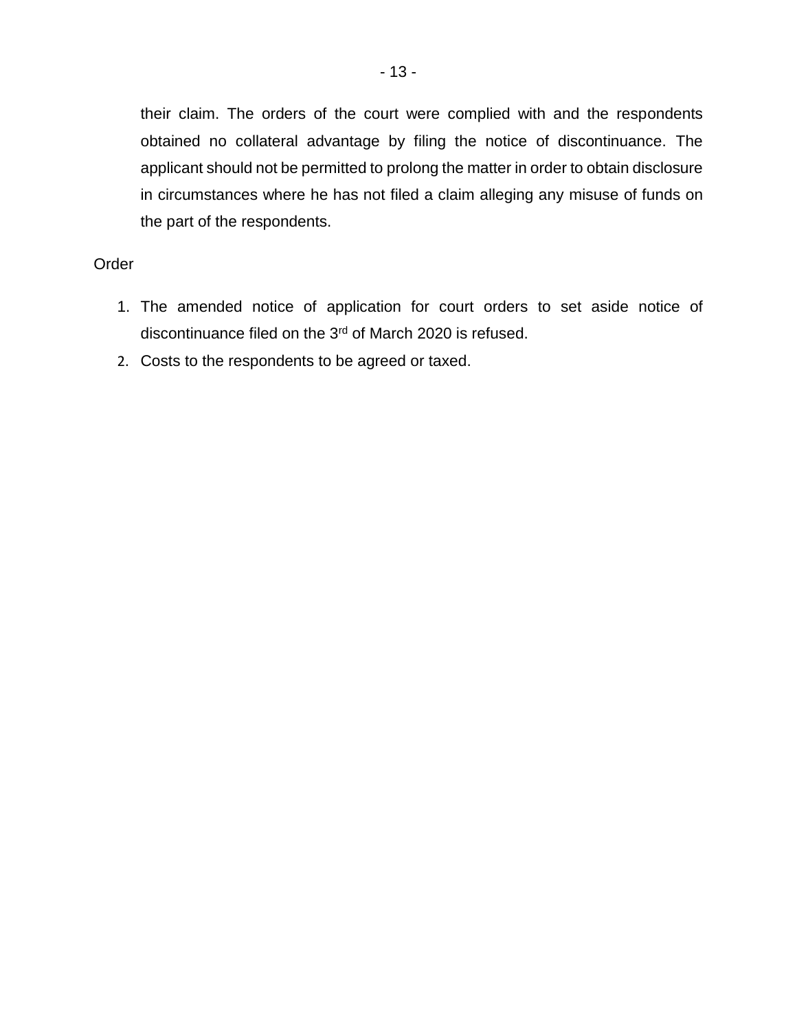their claim. The orders of the court were complied with and the respondents obtained no collateral advantage by filing the notice of discontinuance. The applicant should not be permitted to prolong the matter in order to obtain disclosure in circumstances where he has not filed a claim alleging any misuse of funds on the part of the respondents.

Order

1. The amended notice of application for court orders to set aside notice of discontinuance filed on the 3rd of March 2020 is refused.
2. Costs to the respondents to be agreed or taxed.